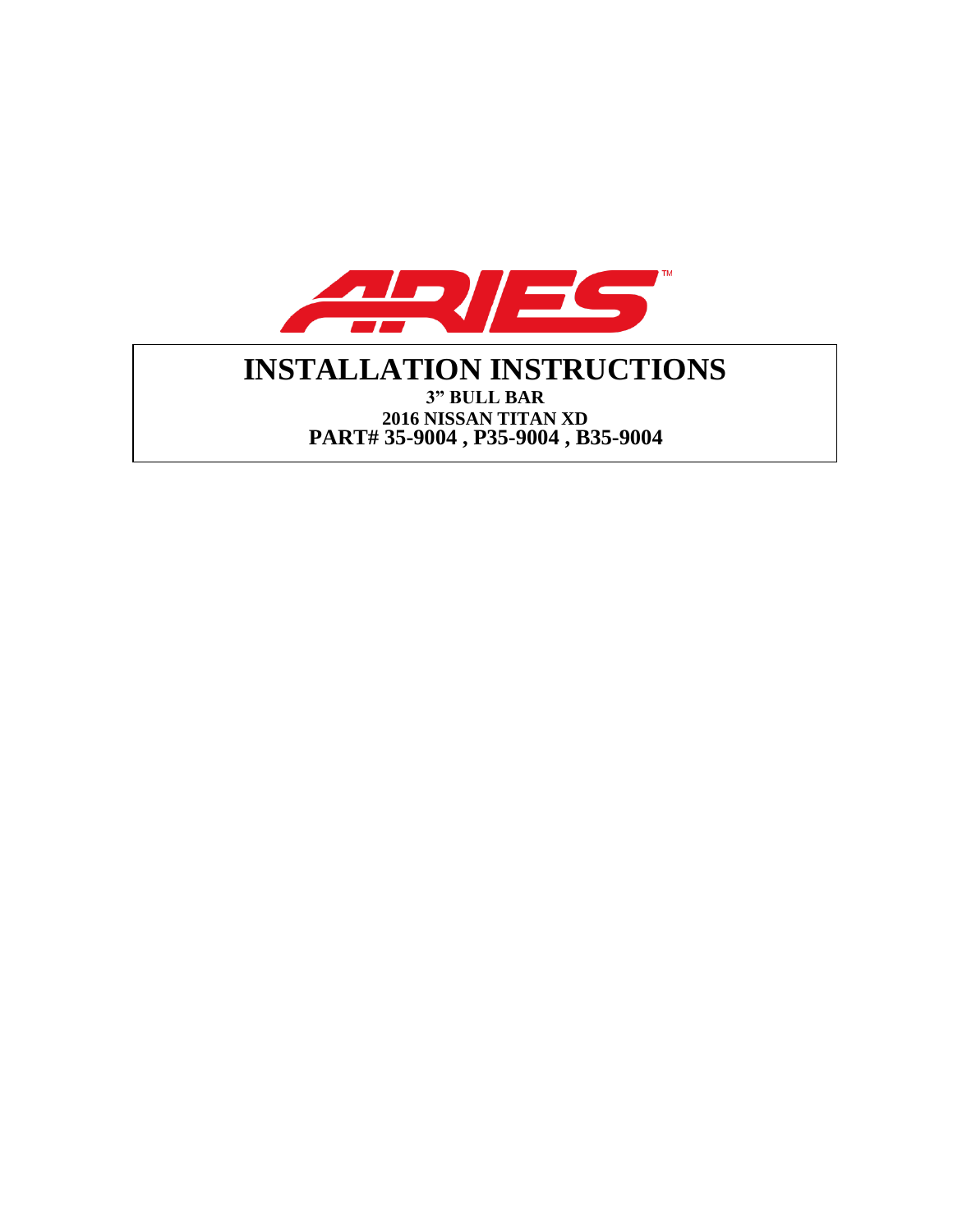# INSTALLATION INSTRUCTIONS

**3" BULL BAR**

**2016 NISSAN TITAN XD**

**PART# 35-9004 , P35-9004 , B35-9004**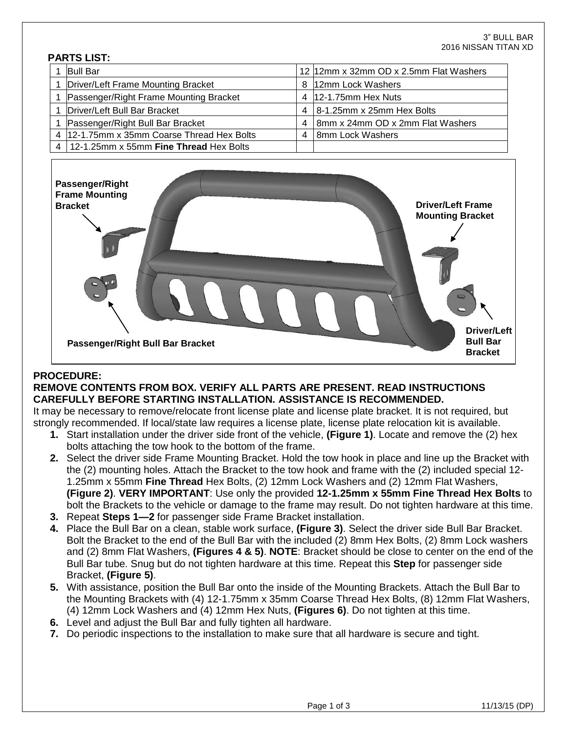3" BULL BAR
2016 NISSAN TITAN XD

**PARTS LIST:**

| Qty | Part | Qty | Part |
|---|---|---|---|
| 1 | Bull Bar | 12 | 12mm x 32mm OD x 2.5mm Flat Washers |
| 1 | Driver/Left Frame Mounting Bracket | 8 | 12mm Lock Washers |
| 1 | Passenger/Right Frame Mounting Bracket | 4 | 12-1.75mm Hex Nuts |
| 1 | Driver/Left Bull Bar Bracket | 4 | 8-1.25mm x 25mm Hex Bolts |
| 1 | Passenger/Right Bull Bar Bracket | 4 | 8mm x 24mm OD x 2mm Flat Washers |
| 4 | 12-1.75mm x 35mm Coarse Thread Hex Bolts | 4 | 8mm Lock Washers |
| 4 | 12-1.25mm x 55mm **Fine Thread** Hex Bolts | | |

**Passenger/Right Frame Mounting Bracket**

**Driver/Left Frame Mounting Bracket**

**Passenger/Right Bull Bar Bracket**

**Driver/Left Bull Bar Bracket**

**PROCEDURE:**

**REMOVE CONTENTS FROM BOX. VERIFY ALL PARTS ARE PRESENT. READ INSTRUCTIONS CAREFULLY BEFORE STARTING INSTALLATION. ASSISTANCE IS RECOMMENDED.**

It may be necessary to remove/relocate front license plate and license plate bracket. It is not required, but strongly recommended. If local/state law requires a license plate, license plate relocation kit is available.

1. Start installation under the driver side front of the vehicle, **(Figure 1)**. Locate and remove the (2) hex bolts attaching the tow hook to the bottom of the frame.
2. Select the driver side Frame Mounting Bracket. Hold the tow hook in place and line up the Bracket with the (2) mounting holes. Attach the Bracket to the tow hook and frame with the (2) included special 12-1.25mm x 55mm **Fine Thread** Hex Bolts, (2) 12mm Lock Washers and (2) 12mm Flat Washers, **(Figure 2)**. **VERY IMPORTANT**: Use only the provided **12-1.25mm x 55mm Fine Thread Hex Bolts** to bolt the Brackets to the vehicle or damage to the frame may result. Do not tighten hardware at this time.
3. Repeat **Steps 1—2** for passenger side Frame Bracket installation.
4. Place the Bull Bar on a clean, stable work surface, **(Figure 3)**. Select the driver side Bull Bar Bracket. Bolt the Bracket to the end of the Bull Bar with the included (2) 8mm Hex Bolts, (2) 8mm Lock washers and (2) 8mm Flat Washers, **(Figures 4 & 5)**. **NOTE**: Bracket should be close to center on the end of the Bull Bar tube. Snug but do not tighten hardware at this time. Repeat this **Step** for passenger side Bracket, **(Figure 5)**.
5. With assistance, position the Bull Bar onto the inside of the Mounting Brackets. Attach the Bull Bar to the Mounting Brackets with (4) 12-1.75mm x 35mm Coarse Thread Hex Bolts, (8) 12mm Flat Washers, (4) 12mm Lock Washers and (4) 12mm Hex Nuts, **(Figures 6)**. Do not tighten at this time.
6. Level and adjust the Bull Bar and fully tighten all hardware.
7. Do periodic inspections to the installation to make sure that all hardware is secure and tight.

11/13/15 (DP)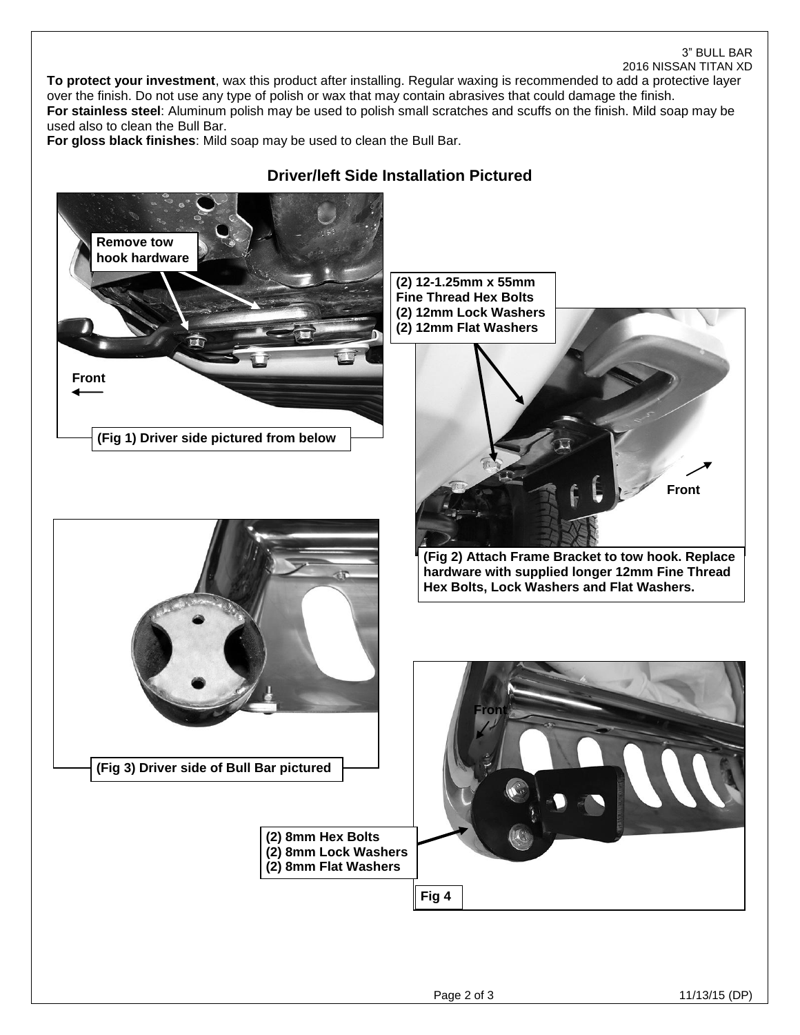**To protect your investment**, wax this product after installing. Regular waxing is recommended to add a protective layer over the finish. Do not use any type of polish or wax that may contain abrasives that could damage the finish.
**For stainless steel**: Aluminum polish may be used to polish small scratches and scuffs on the finish. Mild soap may be used also to clean the Bull Bar.
**For gloss black finishes**: Mild soap may be used to clean the Bull Bar.

## Driver/left Side Installation Pictured

**Remove tow hook hardware**

Front

**(Fig 1) Driver side pictured from below**

**(2) 12-1.25mm x 55mm Fine Thread Hex Bolts**
**(2) 12mm Lock Washers**
**(2) 12mm Flat Washers**

Front

**(Fig 2) Attach Frame Bracket to tow hook. Replace hardware with supplied longer 12mm Fine Thread Hex Bolts, Lock Washers and Flat Washers.**

**(Fig 3) Driver side of Bull Bar pictured**

Front

**(2) 8mm Hex Bolts**
**(2) 8mm Lock Washers**
**(2) 8mm Flat Washers**

**Fig 4**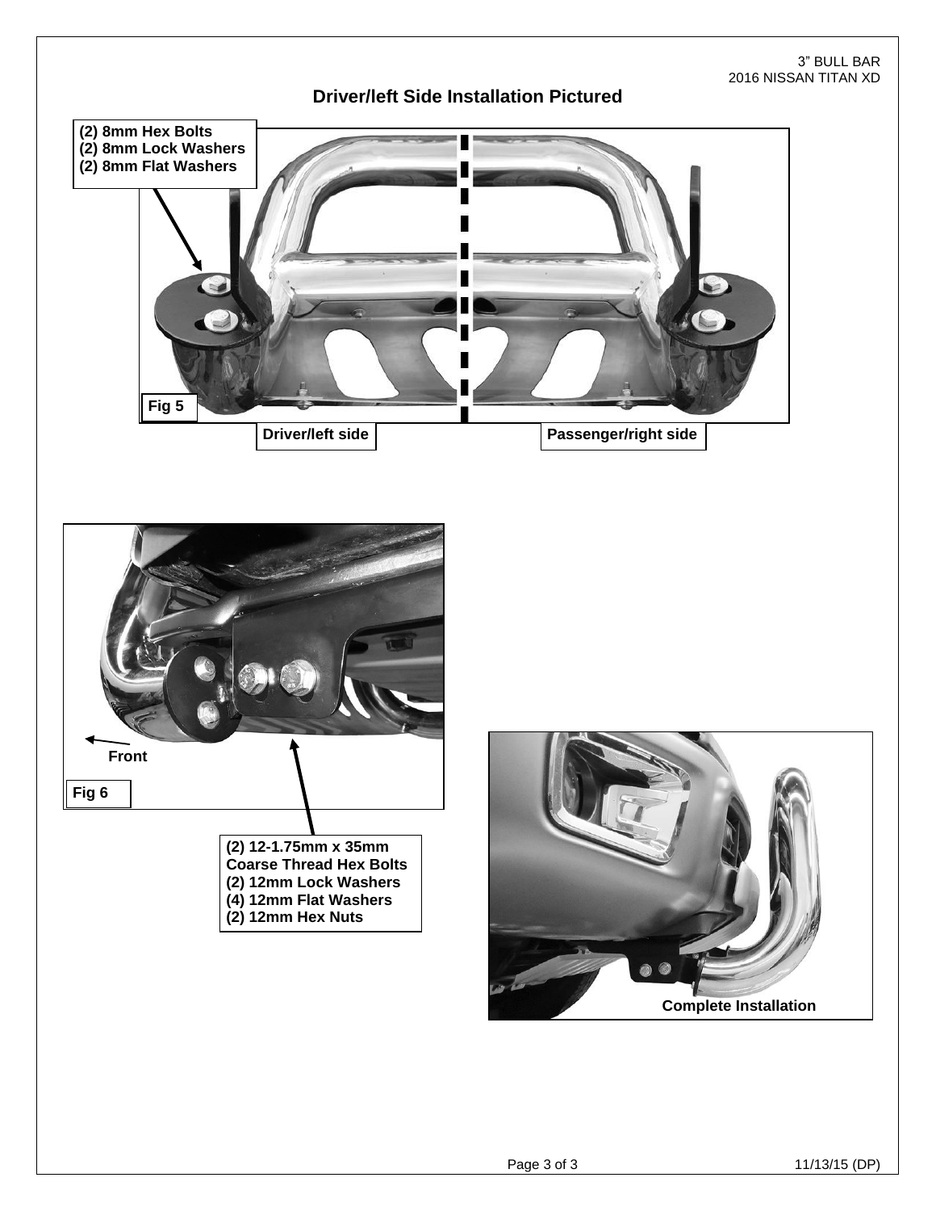## Driver/left Side Installation Pictured

**(2) 8mm Hex Bolts**
**(2) 8mm Lock Washers**
**(2) 8mm Flat Washers**

**Fig 5**

**Driver/left side**

**Passenger/right side**

**Front**

**Fig 6**

**(2) 12-1.75mm x 35mm Coarse Thread Hex Bolts**
**(2) 12mm Lock Washers**
**(4) 12mm Flat Washers**
**(2) 12mm Hex Nuts**

**Complete Installation**